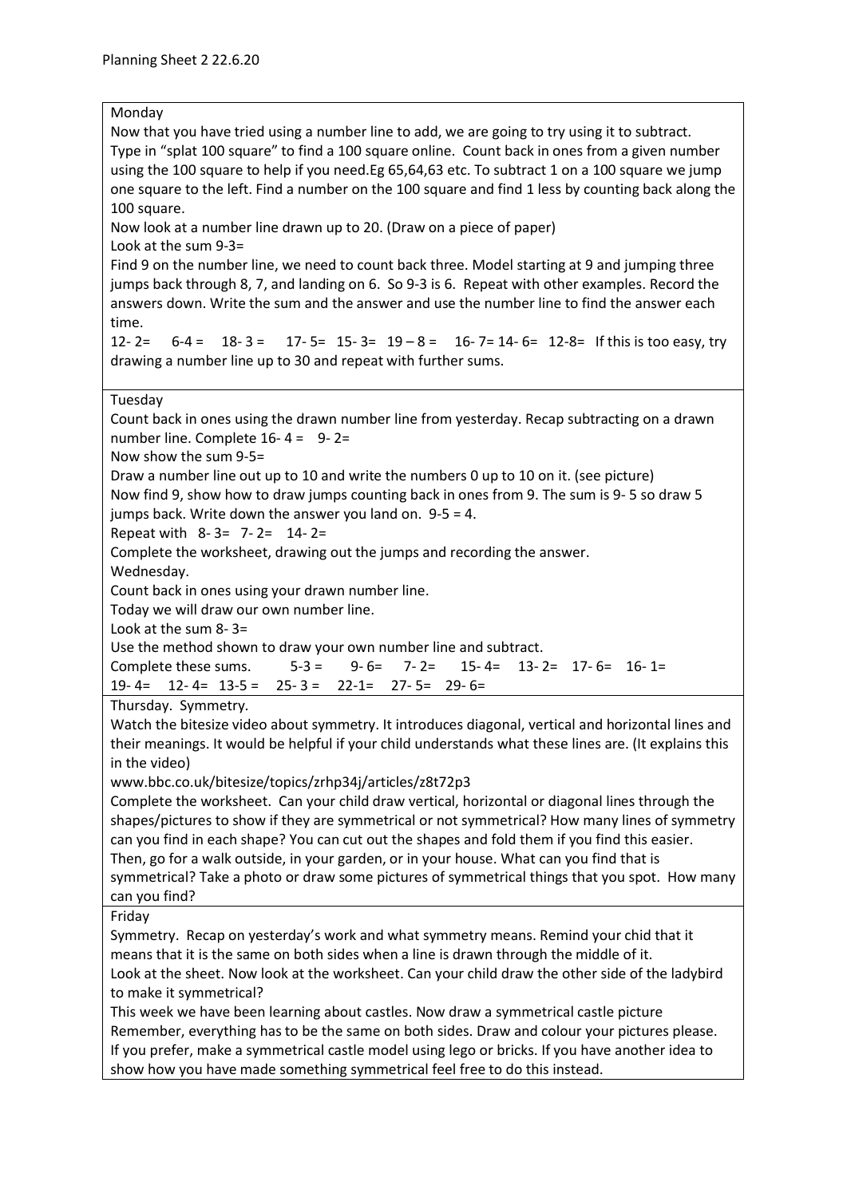Planning Sheet 2 22.6.20

**Monday**

Now that you have tried using a number line to add, we are going to try using it to subtract. Type in "splat 100 square" to find a 100 square online. Count back in ones from a given number using the 100 square to help if you need.Eg 65,64,63 etc. To subtract 1 on a 100 square we jump one square to the left. Find a number on the 100 square and find 1 less by counting back along the 100 square.

Now look at a number line drawn up to 20. (Draw on a piece of paper)

Look at the sum 9-3=

Find 9 on the number line, we need to count back three. Model starting at 9 and jumping three jumps back through 8, 7, and landing on 6. So 9-3 is 6. Repeat with other examples. Record the answers down. Write the sum and the answer and use the number line to find the answer each time.

12- 2= 6-4 = 18- 3 = 17- 5= 15- 3= 19 – 8 = 16- 7= 14- 6= 12-8= If this is too easy, try drawing a number line up to 30 and repeat with further sums.

**Tuesday**

Count back in ones using the drawn number line from yesterday. Recap subtracting on a drawn number line. Complete 16- 4 = 9- 2=

Now show the sum 9-5=

Draw a number line out up to 10 and write the numbers 0 up to 10 on it. (see picture)

Now find 9, show how to draw jumps counting back in ones from 9. The sum is 9- 5 so draw 5 jumps back. Write down the answer you land on. 9-5 = 4.

Repeat with 8- 3= 7- 2= 14- 2=

Complete the worksheet, drawing out the jumps and recording the answer.

**Wednesday.**

Count back in ones using your drawn number line.

Today we will draw our own number line.

Look at the sum 8- 3=

Use the method shown to draw your own number line and subtract.

Complete these sums. 5-3 = 9- 6= 7- 2= 15- 4= 13- 2= 17- 6= 16- 1= 19- 4= 12- 4= 13-5 = 25- 3 = 22-1= 27- 5= 29- 6=

**Thursday. Symmetry.**

Watch the bitesize video about symmetry. It introduces diagonal, vertical and horizontal lines and their meanings. It would be helpful if your child understands what these lines are. (It explains this in the video)

www.bbc.co.uk/bitesize/topics/zrhp34j/articles/z8t72p3

Complete the worksheet. Can your child draw vertical, horizontal or diagonal lines through the shapes/pictures to show if they are symmetrical or not symmetrical? How many lines of symmetry can you find in each shape? You can cut out the shapes and fold them if you find this easier. Then, go for a walk outside, in your garden, or in your house. What can you find that is symmetrical? Take a photo or draw some pictures of symmetrical things that you spot. How many can you find?

**Friday**

Symmetry. Recap on yesterday's work and what symmetry means. Remind your chid that it means that it is the same on both sides when a line is drawn through the middle of it.

Look at the sheet. Now look at the worksheet. Can your child draw the other side of the ladybird to make it symmetrical?

This week we have been learning about castles. Now draw a symmetrical castle picture

Remember, everything has to be the same on both sides. Draw and colour your pictures please. If you prefer, make a symmetrical castle model using lego or bricks. If you have another idea to show how you have made something symmetrical feel free to do this instead.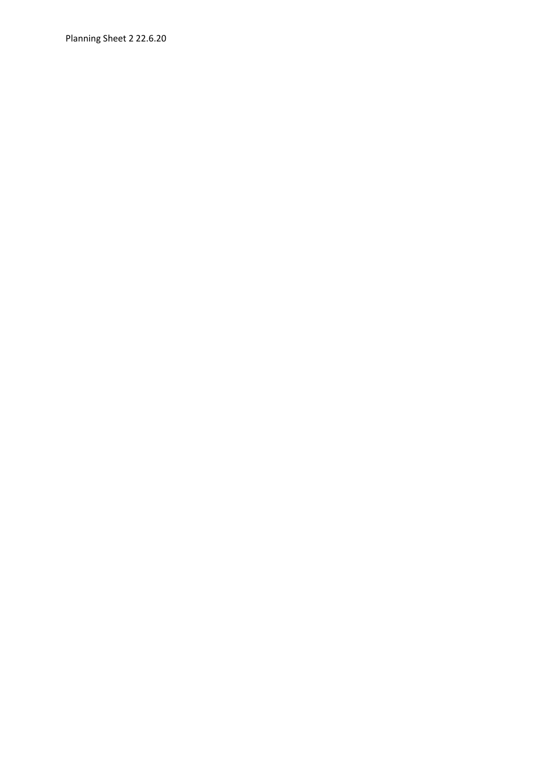Planning Sheet 2 22.6.20